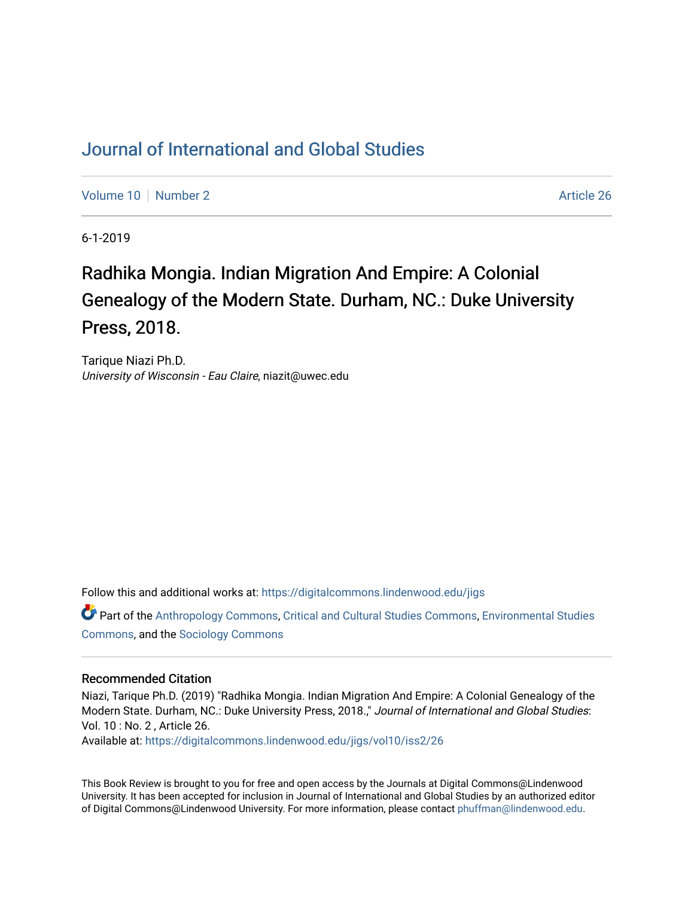# Journal of International and Global Studies

Volume 10 | Number 2 | Article 26

6-1-2019

## Radhika Mongia. Indian Migration And Empire: A Colonial Genealogy of the Modern State. Durham, NC.: Duke University Press, 2018.

Tarique Niazi Ph.D.
*University of Wisconsin - Eau Claire*, niazit@uwec.edu

Follow this and additional works at: https://digitalcommons.lindenwood.edu/jigs

Part of the Anthropology Commons, Critical and Cultural Studies Commons, Environmental Studies Commons, and the Sociology Commons

### Recommended Citation

Niazi, Tarique Ph.D. (2019) "Radhika Mongia. Indian Migration And Empire: A Colonial Genealogy of the Modern State. Durham, NC.: Duke University Press, 2018.," *Journal of International and Global Studies*: Vol. 10 : No. 2 , Article 26.
Available at: https://digitalcommons.lindenwood.edu/jigs/vol10/iss2/26

This Book Review is brought to you for free and open access by the Journals at Digital Commons@Lindenwood University. It has been accepted for inclusion in Journal of International and Global Studies by an authorized editor of Digital Commons@Lindenwood University. For more information, please contact phuffman@lindenwood.edu.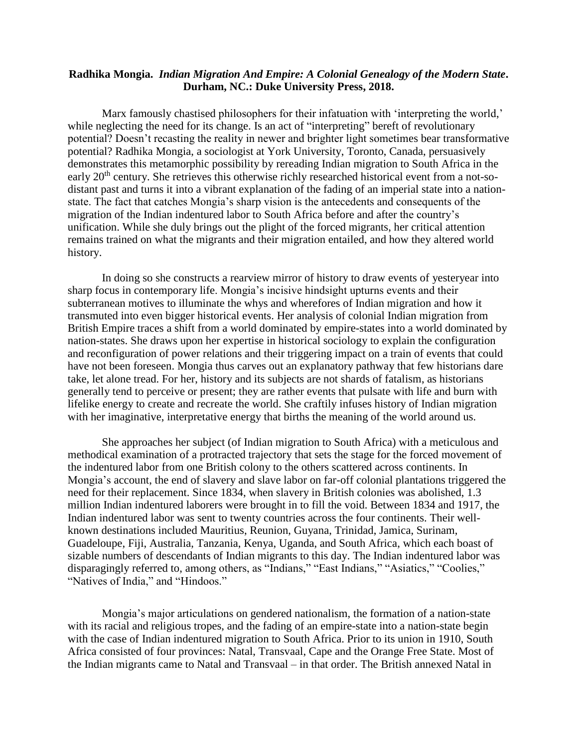**Radhika Mongia. *Indian Migration And Empire: A Colonial Genealogy of the Modern State*. Durham, NC.: Duke University Press, 2018.**

Marx famously chastised philosophers for their infatuation with 'interpreting the world,' while neglecting the need for its change. Is an act of "interpreting" bereft of revolutionary potential? Doesn't recasting the reality in newer and brighter light sometimes bear transformative potential? Radhika Mongia, a sociologist at York University, Toronto, Canada, persuasively demonstrates this metamorphic possibility by rereading Indian migration to South Africa in the early 20th century. She retrieves this otherwise richly researched historical event from a not-so-distant past and turns it into a vibrant explanation of the fading of an imperial state into a nation-state. The fact that catches Mongia's sharp vision is the antecedents and consequents of the migration of the Indian indentured labor to South Africa before and after the country's unification. While she duly brings out the plight of the forced migrants, her critical attention remains trained on what the migrants and their migration entailed, and how they altered world history.

In doing so she constructs a rearview mirror of history to draw events of yesteryear into sharp focus in contemporary life. Mongia's incisive hindsight upturns events and their subterranean motives to illuminate the whys and wherefores of Indian migration and how it transmuted into even bigger historical events. Her analysis of colonial Indian migration from British Empire traces a shift from a world dominated by empire-states into a world dominated by nation-states. She draws upon her expertise in historical sociology to explain the configuration and reconfiguration of power relations and their triggering impact on a train of events that could have not been foreseen. Mongia thus carves out an explanatory pathway that few historians dare take, let alone tread. For her, history and its subjects are not shards of fatalism, as historians generally tend to perceive or present; they are rather events that pulsate with life and burn with lifelike energy to create and recreate the world. She craftily infuses history of Indian migration with her imaginative, interpretative energy that births the meaning of the world around us.

She approaches her subject (of Indian migration to South Africa) with a meticulous and methodical examination of a protracted trajectory that sets the stage for the forced movement of the indentured labor from one British colony to the others scattered across continents. In Mongia's account, the end of slavery and slave labor on far-off colonial plantations triggered the need for their replacement. Since 1834, when slavery in British colonies was abolished, 1.3 million Indian indentured laborers were brought in to fill the void. Between 1834 and 1917, the Indian indentured labor was sent to twenty countries across the four continents. Their well-known destinations included Mauritius, Reunion, Guyana, Trinidad, Jamica, Surinam, Guadeloupe, Fiji, Australia, Tanzania, Kenya, Uganda, and South Africa, which each boast of sizable numbers of descendants of Indian migrants to this day. The Indian indentured labor was disparagingly referred to, among others, as "Indians," "East Indians," "Asiatics," "Coolies," "Natives of India," and "Hindoos."

Mongia's major articulations on gendered nationalism, the formation of a nation-state with its racial and religious tropes, and the fading of an empire-state into a nation-state begin with the case of Indian indentured migration to South Africa. Prior to its union in 1910, South Africa consisted of four provinces: Natal, Transvaal, Cape and the Orange Free State. Most of the Indian migrants came to Natal and Transvaal – in that order. The British annexed Natal in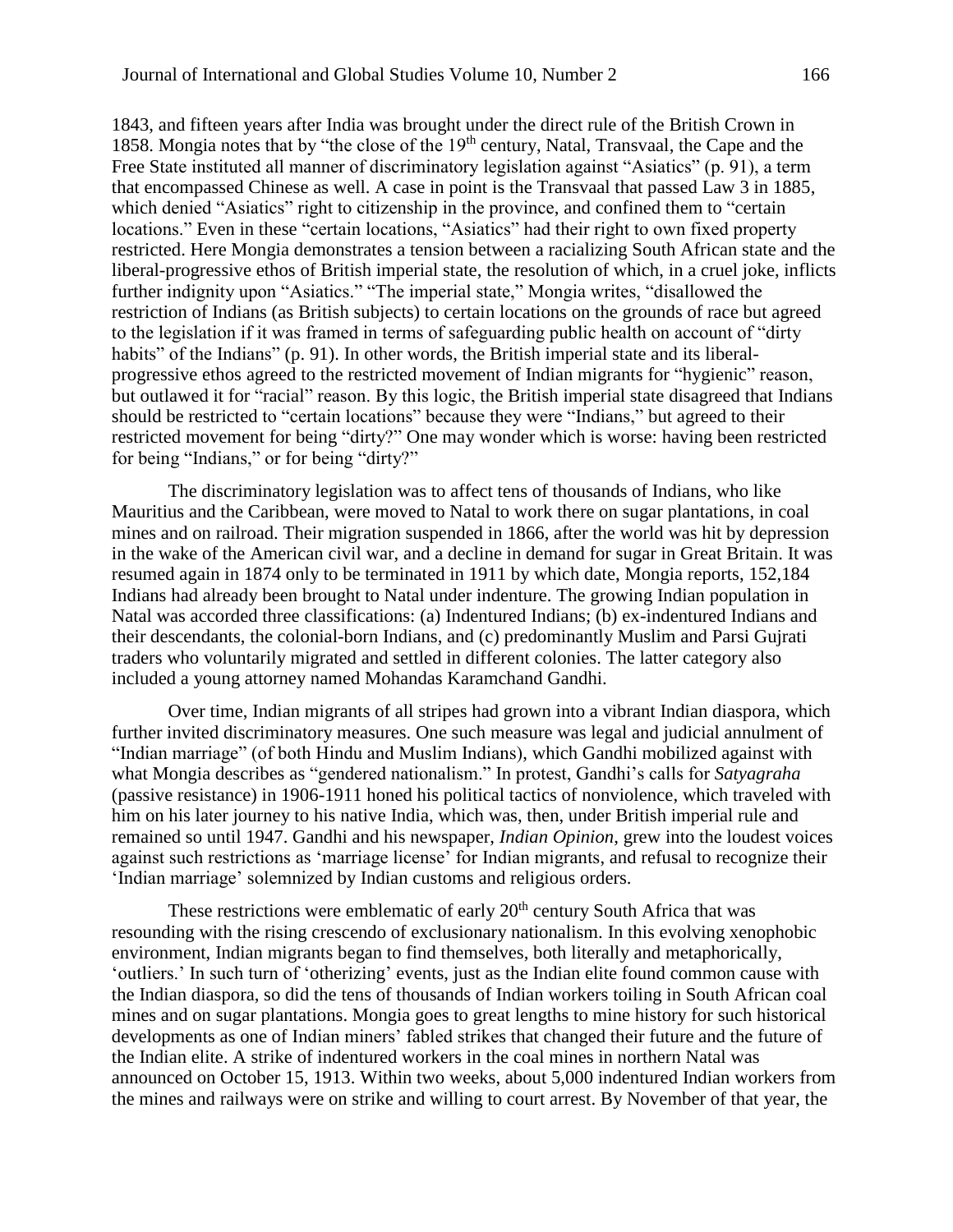1843, and fifteen years after India was brought under the direct rule of the British Crown in 1858. Mongia notes that by "the close of the 19th century, Natal, Transvaal, the Cape and the Free State instituted all manner of discriminatory legislation against "Asiatics" (p. 91), a term that encompassed Chinese as well. A case in point is the Transvaal that passed Law 3 in 1885, which denied "Asiatics" right to citizenship in the province, and confined them to "certain locations." Even in these "certain locations, "Asiatics" had their right to own fixed property restricted. Here Mongia demonstrates a tension between a racializing South African state and the liberal-progressive ethos of British imperial state, the resolution of which, in a cruel joke, inflicts further indignity upon "Asiatics." "The imperial state," Mongia writes, "disallowed the restriction of Indians (as British subjects) to certain locations on the grounds of race but agreed to the legislation if it was framed in terms of safeguarding public health on account of "dirty habits" of the Indians" (p. 91). In other words, the British imperial state and its liberal-progressive ethos agreed to the restricted movement of Indian migrants for "hygienic" reason, but outlawed it for "racial" reason. By this logic, the British imperial state disagreed that Indians should be restricted to "certain locations" because they were "Indians," but agreed to their restricted movement for being "dirty?" One may wonder which is worse: having been restricted for being "Indians," or for being "dirty?"

The discriminatory legislation was to affect tens of thousands of Indians, who like Mauritius and the Caribbean, were moved to Natal to work there on sugar plantations, in coal mines and on railroad. Their migration suspended in 1866, after the world was hit by depression in the wake of the American civil war, and a decline in demand for sugar in Great Britain. It was resumed again in 1874 only to be terminated in 1911 by which date, Mongia reports, 152,184 Indians had already been brought to Natal under indenture. The growing Indian population in Natal was accorded three classifications: (a) Indentured Indians; (b) ex-indentured Indians and their descendants, the colonial-born Indians, and (c) predominantly Muslim and Parsi Gujrati traders who voluntarily migrated and settled in different colonies. The latter category also included a young attorney named Mohandas Karamchand Gandhi.

Over time, Indian migrants of all stripes had grown into a vibrant Indian diaspora, which further invited discriminatory measures. One such measure was legal and judicial annulment of "Indian marriage" (of both Hindu and Muslim Indians), which Gandhi mobilized against with what Mongia describes as "gendered nationalism." In protest, Gandhi's calls for *Satyagraha* (passive resistance) in 1906-1911 honed his political tactics of nonviolence, which traveled with him on his later journey to his native India, which was, then, under British imperial rule and remained so until 1947. Gandhi and his newspaper, *Indian Opinion*, grew into the loudest voices against such restrictions as 'marriage license' for Indian migrants, and refusal to recognize their 'Indian marriage' solemnized by Indian customs and religious orders.

These restrictions were emblematic of early 20th century South Africa that was resounding with the rising crescendo of exclusionary nationalism. In this evolving xenophobic environment, Indian migrants began to find themselves, both literally and metaphorically, 'outliers.' In such turn of 'otherizing' events, just as the Indian elite found common cause with the Indian diaspora, so did the tens of thousands of Indian workers toiling in South African coal mines and on sugar plantations. Mongia goes to great lengths to mine history for such historical developments as one of Indian miners' fabled strikes that changed their future and the future of the Indian elite. A strike of indentured workers in the coal mines in northern Natal was announced on October 15, 1913. Within two weeks, about 5,000 indentured Indian workers from the mines and railways were on strike and willing to court arrest. By November of that year, the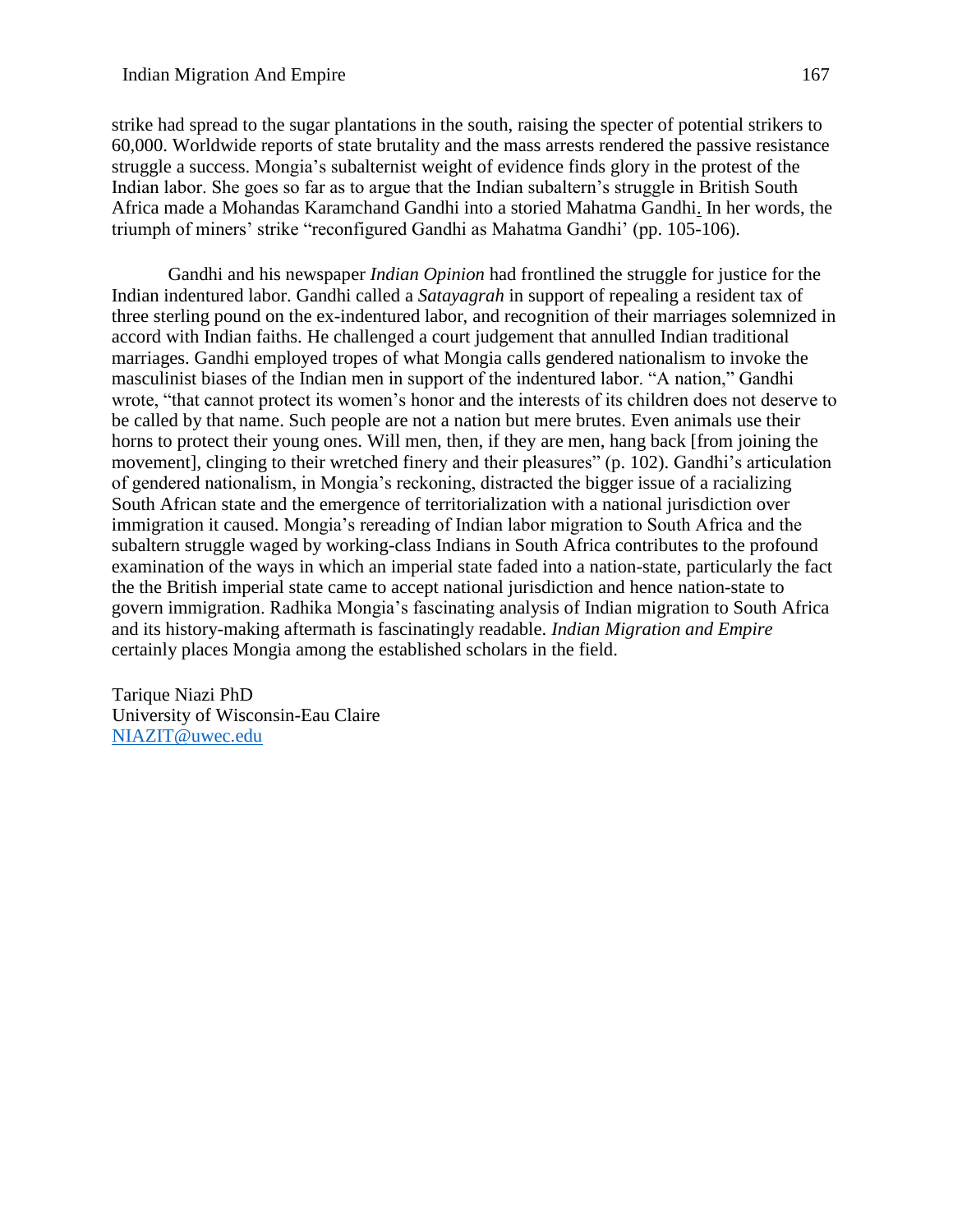strike had spread to the sugar plantations in the south, raising the specter of potential strikers to 60,000. Worldwide reports of state brutality and the mass arrests rendered the passive resistance struggle a success. Mongia's subalternist weight of evidence finds glory in the protest of the Indian labor. She goes so far as to argue that the Indian subaltern's struggle in British South Africa made a Mohandas Karamchand Gandhi into a storied Mahatma Gandhi. In her words, the triumph of miners' strike "reconfigured Gandhi as Mahatma Gandhi' (pp. 105-106).

Gandhi and his newspaper *Indian Opinion* had frontlined the struggle for justice for the Indian indentured labor. Gandhi called a *Satayagrah* in support of repealing a resident tax of three sterling pound on the ex-indentured labor, and recognition of their marriages solemnized in accord with Indian faiths. He challenged a court judgement that annulled Indian traditional marriages. Gandhi employed tropes of what Mongia calls gendered nationalism to invoke the masculinist biases of the Indian men in support of the indentured labor. "A nation," Gandhi wrote, "that cannot protect its women's honor and the interests of its children does not deserve to be called by that name. Such people are not a nation but mere brutes. Even animals use their horns to protect their young ones. Will men, then, if they are men, hang back [from joining the movement], clinging to their wretched finery and their pleasures" (p. 102). Gandhi's articulation of gendered nationalism, in Mongia's reckoning, distracted the bigger issue of a racializing South African state and the emergence of territorialization with a national jurisdiction over immigration it caused. Mongia's rereading of Indian labor migration to South Africa and the subaltern struggle waged by working-class Indians in South Africa contributes to the profound examination of the ways in which an imperial state faded into a nation-state, particularly the fact the the British imperial state came to accept national jurisdiction and hence nation-state to govern immigration. Radhika Mongia's fascinating analysis of Indian migration to South Africa and its history-making aftermath is fascinatingly readable. *Indian Migration and Empire* certainly places Mongia among the established scholars in the field.

Tarique Niazi PhD
University of Wisconsin-Eau Claire
NIAZIT@uwec.edu